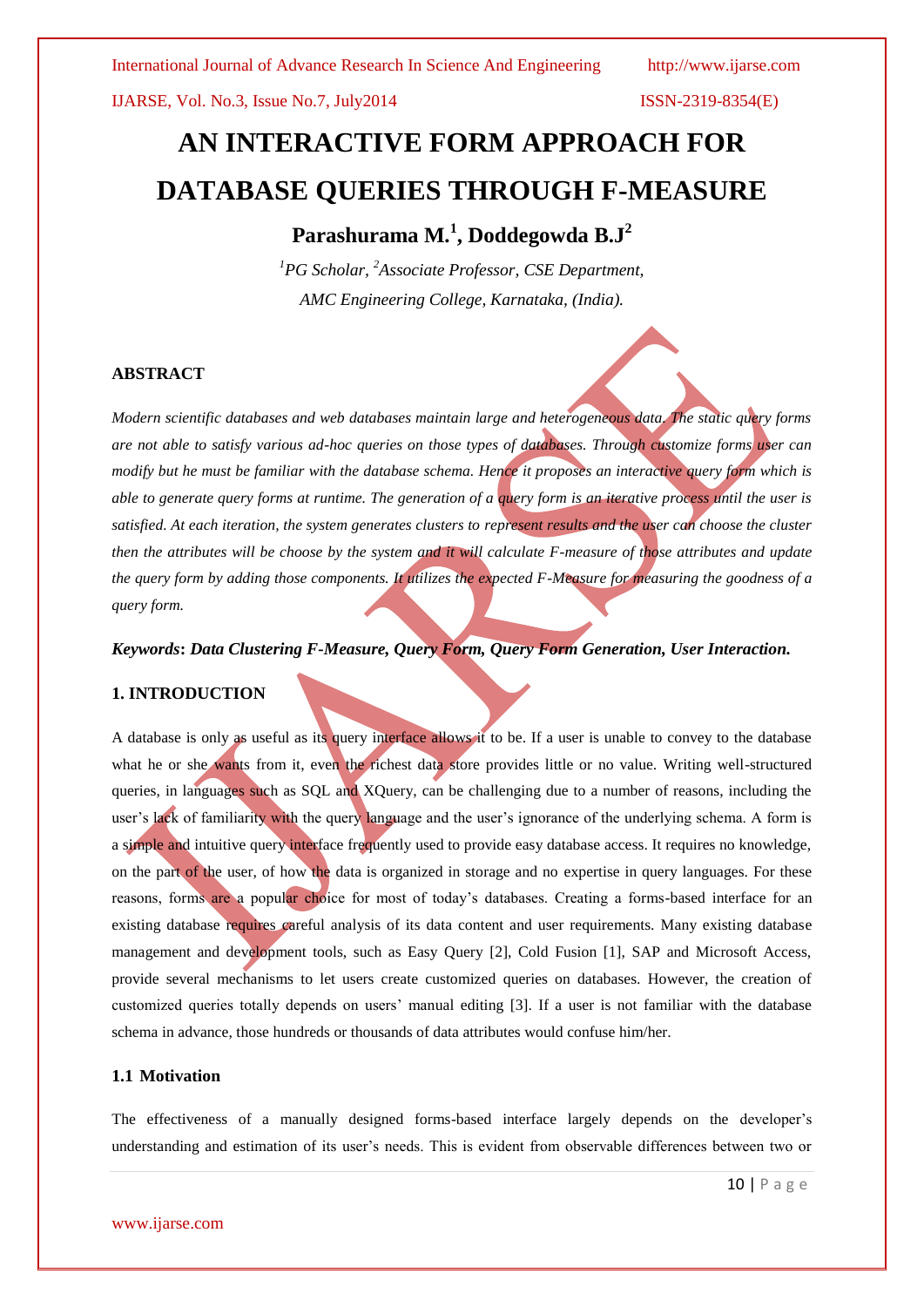# AN INTERACTIVE FORM APPROACH FOR DATABASE QUERIES THROUGH F-MEASURE

**Parashurama M.[1], Doddegowda B.J[2]**

*[1]PG Scholar, [2]Associate Professor, CSE Department,*
*AMC Engineering College, Karnataka, (India).*

## ABSTRACT

*Modern scientific databases and web databases maintain large and heterogeneous data. The static query forms are not able to satisfy various ad-hoc queries on those types of databases. Through customize forms user can modify but he must be familiar with the database schema. Hence it proposes an interactive query form which is able to generate query forms at runtime. The generation of a query form is an iterative process until the user is satisfied. At each iteration, the system generates clusters to represent results and the user can choose the cluster then the attributes will be choose by the system and it will calculate F-measure of those attributes and update the query form by adding those components. It utilizes the expected F-Measure for measuring the goodness of a query form.*

***Keywords*: *Data Clustering F-Measure, Query Form, Query Form Generation, User Interaction.***

## 1. INTRODUCTION

A database is only as useful as its query interface allows it to be. If a user is unable to convey to the database what he or she wants from it, even the richest data store provides little or no value. Writing well-structured queries, in languages such as SQL and XQuery, can be challenging due to a number of reasons, including the user's lack of familiarity with the query language and the user's ignorance of the underlying schema. A form is a simple and intuitive query interface frequently used to provide easy database access. It requires no knowledge, on the part of the user, of how the data is organized in storage and no expertise in query languages. For these reasons, forms are a popular choice for most of today's databases. Creating a forms-based interface for an existing database requires careful analysis of its data content and user requirements. Many existing database management and development tools, such as Easy Query [2], Cold Fusion [1], SAP and Microsoft Access, provide several mechanisms to let users create customized queries on databases. However, the creation of customized queries totally depends on users' manual editing [3]. If a user is not familiar with the database schema in advance, those hundreds or thousands of data attributes would confuse him/her.

### 1.1 Motivation

The effectiveness of a manually designed forms-based interface largely depends on the developer's understanding and estimation of its user's needs. This is evident from observable differences between two or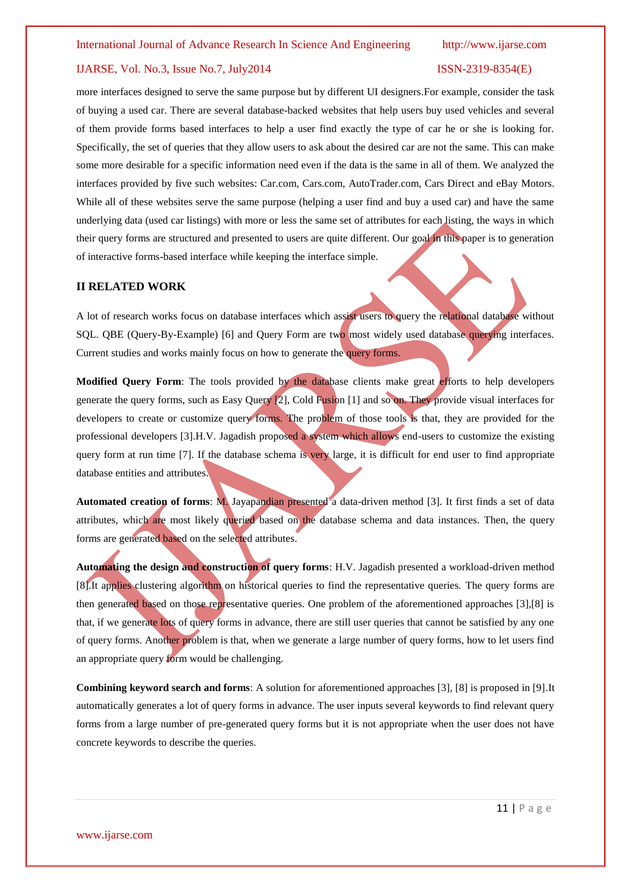more interfaces designed to serve the same purpose but by different UI designers.For example, consider the task of buying a used car. There are several database-backed websites that help users buy used vehicles and several of them provide forms based interfaces to help a user find exactly the type of car he or she is looking for. Specifically, the set of queries that they allow users to ask about the desired car are not the same. This can make some more desirable for a specific information need even if the data is the same in all of them. We analyzed the interfaces provided by five such websites: Car.com, Cars.com, AutoTrader.com, Cars Direct and eBay Motors. While all of these websites serve the same purpose (helping a user find and buy a used car) and have the same underlying data (used car listings) with more or less the same set of attributes for each listing, the ways in which their query forms are structured and presented to users are quite different. Our goal in this paper is to generation of interactive forms-based interface while keeping the interface simple.

## II RELATED WORK

A lot of research works focus on database interfaces which assist users to query the relational database without SQL. QBE (Query-By-Example) [6] and Query Form are two most widely used database querying interfaces. Current studies and works mainly focus on how to generate the query forms.

**Modified Query Form**: The tools provided by the database clients make great efforts to help developers generate the query forms, such as Easy Query [2], Cold Fusion [1] and so on. They provide visual interfaces for developers to create or customize query forms. The problem of those tools is that, they are provided for the professional developers [3].H.V. Jagadish proposed a system which allows end-users to customize the existing query form at run time [7]. If the database schema is very large, it is difficult for end user to find appropriate database entities and attributes.

**Automated creation of forms**: M. Jayapandian presented a data-driven method [3]. It first finds a set of data attributes, which are most likely queried based on the database schema and data instances. Then, the query forms are generated based on the selected attributes.

**Automating the design and construction of query forms**: H.V. Jagadish presented a workload-driven method [8].It applies clustering algorithm on historical queries to find the representative queries. The query forms are then generated based on those representative queries. One problem of the aforementioned approaches [3],[8] is that, if we generate lots of query forms in advance, there are still user queries that cannot be satisfied by any one of query forms. Another problem is that, when we generate a large number of query forms, how to let users find an appropriate query form would be challenging.

**Combining keyword search and forms**: A solution for aforementioned approaches [3], [8] is proposed in [9].It automatically generates a lot of query forms in advance. The user inputs several keywords to find relevant query forms from a large number of pre-generated query forms but it is not appropriate when the user does not have concrete keywords to describe the queries.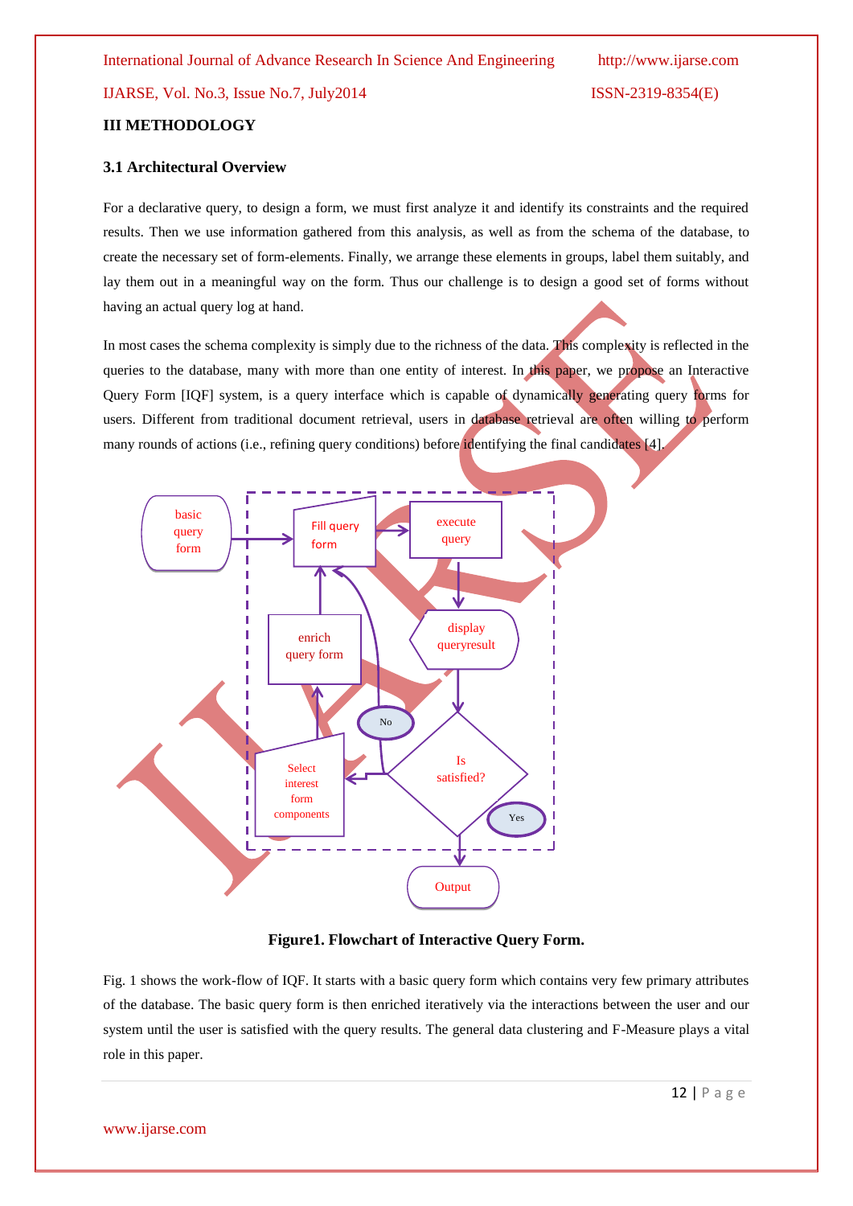## III METHODOLOGY

### 3.1 Architectural Overview

For a declarative query, to design a form, we must first analyze it and identify its constraints and the required results. Then we use information gathered from this analysis, as well as from the schema of the database, to create the necessary set of form-elements. Finally, we arrange these elements in groups, label them suitably, and lay them out in a meaningful way on the form. Thus our challenge is to design a good set of forms without having an actual query log at hand.

In most cases the schema complexity is simply due to the richness of the data. This complexity is reflected in the queries to the database, many with more than one entity of interest. In this paper, we propose an Interactive Query Form [IQF] system, is a query interface which is capable of dynamically generating query forms for users. Different from traditional document retrieval, users in database retrieval are often willing to perform many rounds of actions (i.e., refining query conditions) before identifying the final candidates [4].

**Figure1. Flowchart of Interactive Query Form.**

Fig. 1 shows the work-flow of IQF. It starts with a basic query form which contains very few primary attributes of the database. The basic query form is then enriched iteratively via the interactions between the user and our system until the user is satisfied with the query results. The general data clustering and F-Measure plays a vital role in this paper.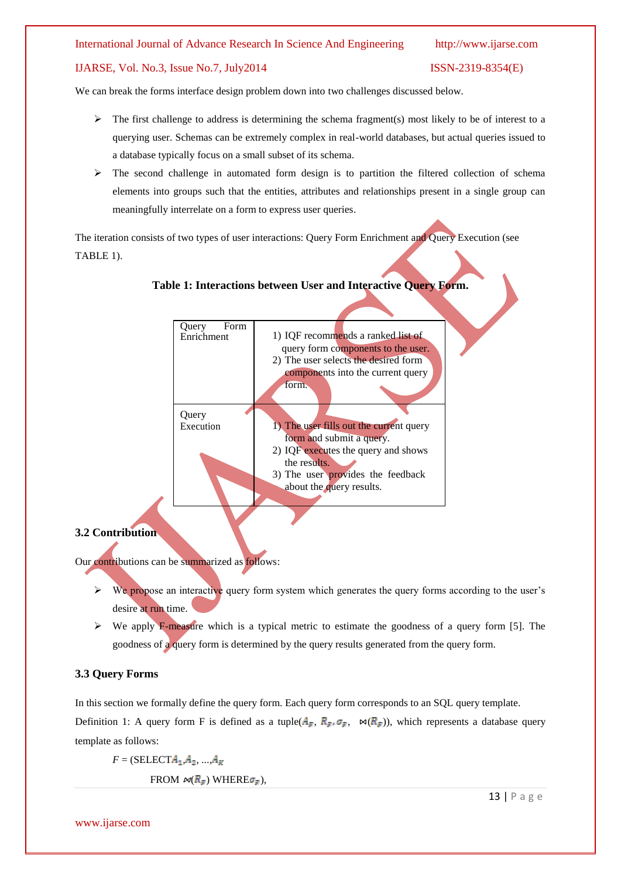We can break the forms interface design problem down into two challenges discussed below.

- The first challenge to address is determining the schema fragment(s) most likely to be of interest to a querying user. Schemas can be extremely complex in real-world databases, but actual queries issued to a database typically focus on a small subset of its schema.
- The second challenge in automated form design is to partition the filtered collection of schema elements into groups such that the entities, attributes and relationships present in a single group can meaningfully interrelate on a form to express user queries.

The iteration consists of two types of user interactions: Query Form Enrichment and Query Execution (see TABLE 1).

**Table 1: Interactions between User and Interactive Query Form.**

| | |
|---|---|
| Query Form Enrichment | 1) IQF recommends a ranked list of query form components to the user. 2) The user selects the desired form components into the current query form. |
| Query Execution | 1) The user fills out the current query form and submit a query. 2) IQF executes the query and shows the results. 3) The user provides the feedback about the query results. |

### 3.2 Contribution

Our contributions can be summarized as follows:

- We propose an interactive query form system which generates the query forms according to the user's desire at run time.
- We apply F-measure which is a typical metric to estimate the goodness of a query form [5]. The goodness of a query form is determined by the query results generated from the query form.

### 3.3 Query Forms

In this section we formally define the query form. Each query form corresponds to an SQL query template.

Definition 1: A query form F is defined as a tuple($A_F$, $R_F$, $\sigma_F$, $\bowtie(R_F)$), which represents a database query template as follows:

$F$ = (SELECT $A_1, A_2, \ldots, A_K$

FROM $\bowtie(R_F)$ WHERE $\sigma_F$),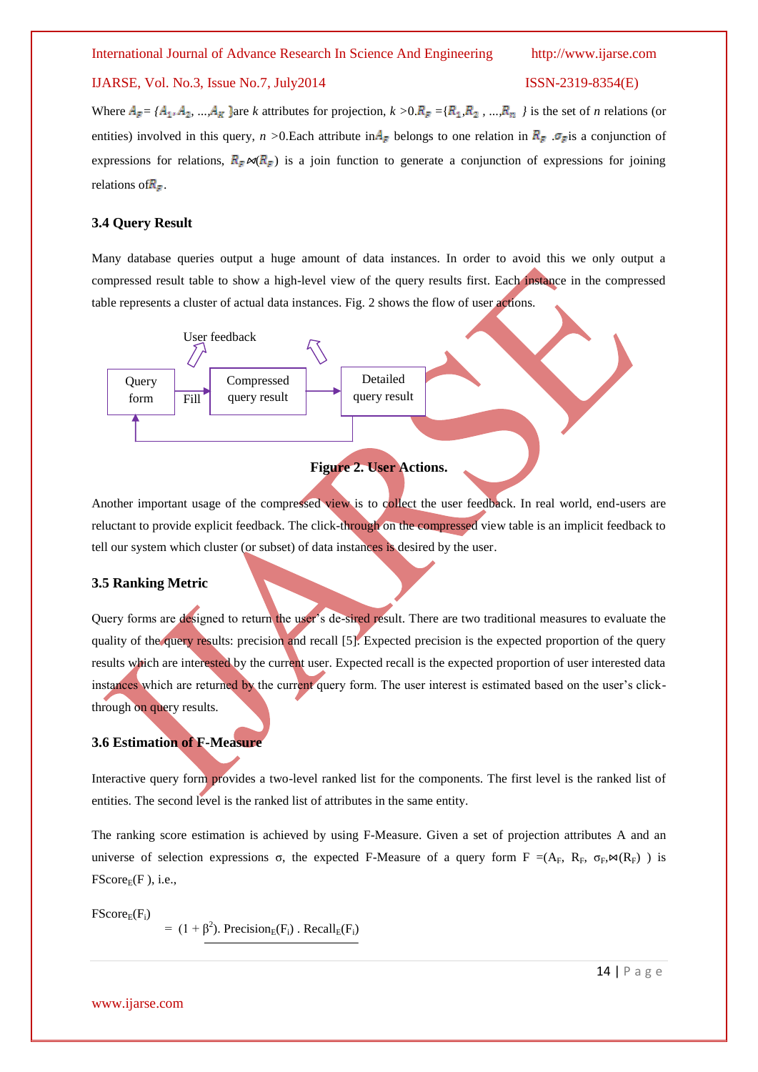Where $A_F = \{A_1, A_2, ..., A_k\}$ are $k$ attributes for projection, $k > 0$. $R_F = \{R_1, R_2, ..., R_n\}$ is the set of $n$ relations (or entities) involved in this query, $n > 0$. Each attribute in $A_F$ belongs to one relation in $R_F$. $\sigma_F$ is a conjunction of expressions for relations, $R_F \bowtie (R_F)$ is a join function to generate a conjunction of expressions for joining relations of $R_F$.

### 3.4 Query Result

Many database queries output a huge amount of data instances. In order to avoid this we only output a compressed result table to show a high-level view of the query results first. Each instance in the compressed table represents a cluster of actual data instances. Fig. 2 shows the flow of user actions.

User feedback

Query form → Fill → Compressed query result → Detailed query result

**Figure 2. User Actions.**

Another important usage of the compressed view is to collect the user feedback. In real world, end-users are reluctant to provide explicit feedback. The click-through on the compressed view table is an implicit feedback to tell our system which cluster (or subset) of data instances is desired by the user.

### 3.5 Ranking Metric

Query forms are designed to return the user's de-sired result. There are two traditional measures to evaluate the quality of the query results: precision and recall [5]. Expected precision is the expected proportion of the query results which are interested by the current user. Expected recall is the expected proportion of user interested data instances which are returned by the current query form. The user interest is estimated based on the user's click-through on query results.

### 3.6 Estimation of F-Measure

Interactive query form provides a two-level ranked list for the components. The first level is the ranked list of entities. The second level is the ranked list of attributes in the same entity.

The ranking score estimation is achieved by using F-Measure. Given a set of projection attributes A and an universe of selection expressions σ, the expected F-Measure of a query form $F = (A_F, R_F, \sigma_F, \bowtie(R_F))$ is $FScore_E(F)$, i.e.,

$$FScore_E(F_i) = \frac{(1+\beta^2) . Precision_E(F_i) . Recall_E(F_i)}{}$$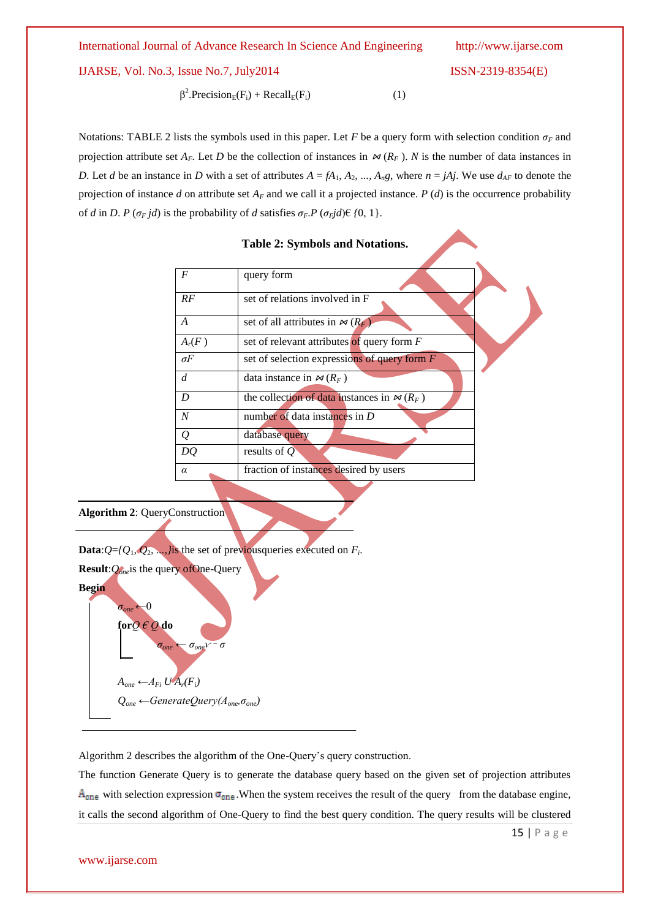$$\beta^2.\text{Precision}_E(F_i) + \text{Recall}_E(F_i) \qquad (1)$$

Notations: TABLE 2 lists the symbols used in this paper. Let $F$ be a query form with selection condition $\sigma_F$ and projection attribute set $A_F$. Let $D$ be the collection of instances in $\bowtie(R_F)$. $N$ is the number of data instances in $D$. Let $d$ be an instance in $D$ with a set of attributes $A = fA_1, A_2, ..., A_ng$, where $n = jAj$. We use $d_{AF}$ to denote the projection of instance $d$ on attribute set $A_F$ and we call it a projected instance. $P(d)$ is the occurrence probability of $d$ in $D$. $P(\sigma_F jd)$ is the probability of $d$ satisfies $\sigma_F.P(\sigma_F jd)\epsilon\{0, 1\}$.

**Table 2: Symbols and Notations.**

| | |
|---|---|
| $F$ | query form |
| $RF$ | set of relations involved in F |
| $A$ | set of all attributes in $\bowtie(R_F)$ |
| $A_r(F)$ | set of relevant attributes of query form $F$ |
| $\sigma F$ | set of selection expressions of query form $F$ |
| $d$ | data instance in $\bowtie(R_F)$ |
| $D$ | the collection of data instances in $\bowtie(R_F)$ |
| $N$ | number of data instances in $D$ |
| $Q$ | database query |
| $DQ$ | results of $Q$ |
| $\alpha$ | fraction of instances desired by users |

**Algorithm 2**: QueryConstruction

**Data**: $Q=\{Q_1, Q_2, ...,\}$ is the set of previousqueries executed on $F_i$.

**Result**: $Q_{one}$ is the query ofOne-Query

**Begin**

$\sigma_{one} \leftarrow 0$

**for** $Q \in Q$ **do**

$\sigma_{one} \leftarrow \sigma_{one} \vee \sigma$

$A_{one} \leftarrow A_{Fi} \cup A_r(F_i)$

$Q_{one} \leftarrow GenerateQuery(A_{one}, \sigma_{one})$

Algorithm 2 describes the algorithm of the One-Query's query construction.

The function Generate Query is to generate the database query based on the given set of projection attributes $A_{one}$ with selection expression $\sigma_{one}$.When the system receives the result of the query from the database engine, it calls the second algorithm of One-Query to find the best query condition. The query results will be clustered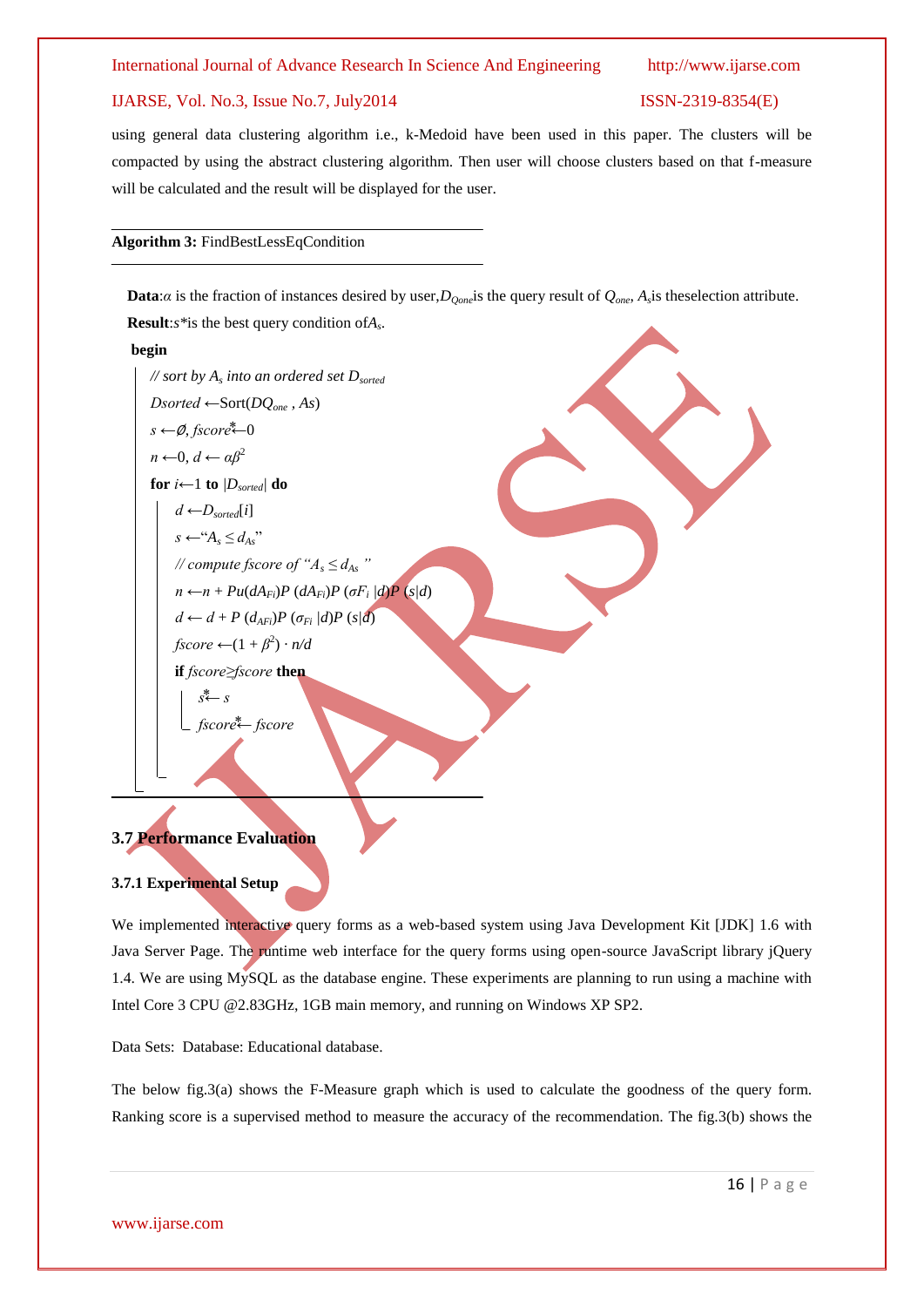using general data clustering algorithm i.e., k-Medoid have been used in this paper. The clusters will be compacted by using the abstract clustering algorithm. Then user will choose clusters based on that f-measure will be calculated and the result will be displayed for the user.

**Algorithm 3:** FindBestLessEqCondition

**Data**: $\alpha$ is the fraction of instances desired by user, $D_{Qone}$ is the query result of $Q_{one}$, $A_s$ is the selection attribute.
**Result**: $s^*$ is the best query condition of $A_s$.

```
begin
    // sort by A_s into an ordered set D_sorted
    Dsorted ← Sort(DQ_one , As)
    s ← ∅, fscore* ← 0
    n ← 0, d ← αβ^2
    for i ← 1 to |D_sorted| do
        d ← D_sorted[i]
        s ← "A_s ≤ d_As"
        // compute fscore of "A_s ≤ d_As"
        n ← n + Pu(dA_Fi)P (dA_Fi)P (σF_i |d)P (s|d)
        d ← d + P (d_AFi)P (σ_Fi |d)P (s|d)
        fscore ← (1 + β^2) · n/d
        if fscore ≥ fscore then
            s* ← s
            fscore* ← fscore
```

### 3.7 Performance Evaluation

#### 3.7.1 Experimental Setup

We implemented interactive query forms as a web-based system using Java Development Kit [JDK] 1.6 with Java Server Page. The runtime web interface for the query forms using open-source JavaScript library jQuery 1.4. We are using MySQL as the database engine. These experiments are planning to run using a machine with Intel Core 3 CPU @2.83GHz, 1GB main memory, and running on Windows XP SP2.

Data Sets: Database: Educational database.

The below fig.3(a) shows the F-Measure graph which is used to calculate the goodness of the query form. Ranking score is a supervised method to measure the accuracy of the recommendation. The fig.3(b) shows the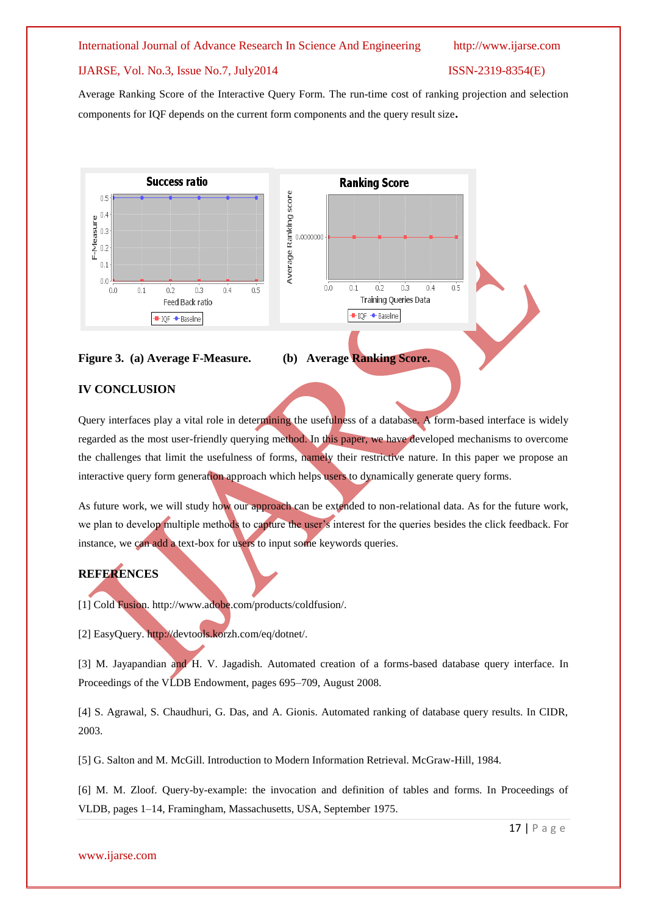Average Ranking Score of the Interactive Query Form. The run-time cost of ranking projection and selection components for IQF depends on the current form components and the query result size.

**Figure 3. (a) Average F-Measure. (b) Average Ranking Score.**

## IV CONCLUSION

Query interfaces play a vital role in determining the usefulness of a database. A form-based interface is widely regarded as the most user-friendly querying method. In this paper, we have developed mechanisms to overcome the challenges that limit the usefulness of forms, namely their restrictive nature. In this paper we propose an interactive query form generation approach which helps users to dynamically generate query forms.

As future work, we will study how our approach can be extended to non-relational data. As for the future work, we plan to develop multiple methods to capture the user's interest for the queries besides the click feedback. For instance, we can add a text-box for users to input some keywords queries.

## REFERENCES

[1] Cold Fusion. http://www.adobe.com/products/coldfusion/.

[2] EasyQuery. http://devtools.korzh.com/eq/dotnet/.

[3] M. Jayapandian and H. V. Jagadish. Automated creation of a forms-based database query interface. In Proceedings of the VLDB Endowment, pages 695–709, August 2008.

[4] S. Agrawal, S. Chaudhuri, G. Das, and A. Gionis. Automated ranking of database query results. In CIDR, 2003.

[5] G. Salton and M. McGill. Introduction to Modern Information Retrieval. McGraw-Hill, 1984.

[6] M. M. Zloof. Query-by-example: the invocation and definition of tables and forms. In Proceedings of VLDB, pages 1–14, Framingham, Massachusetts, USA, September 1975.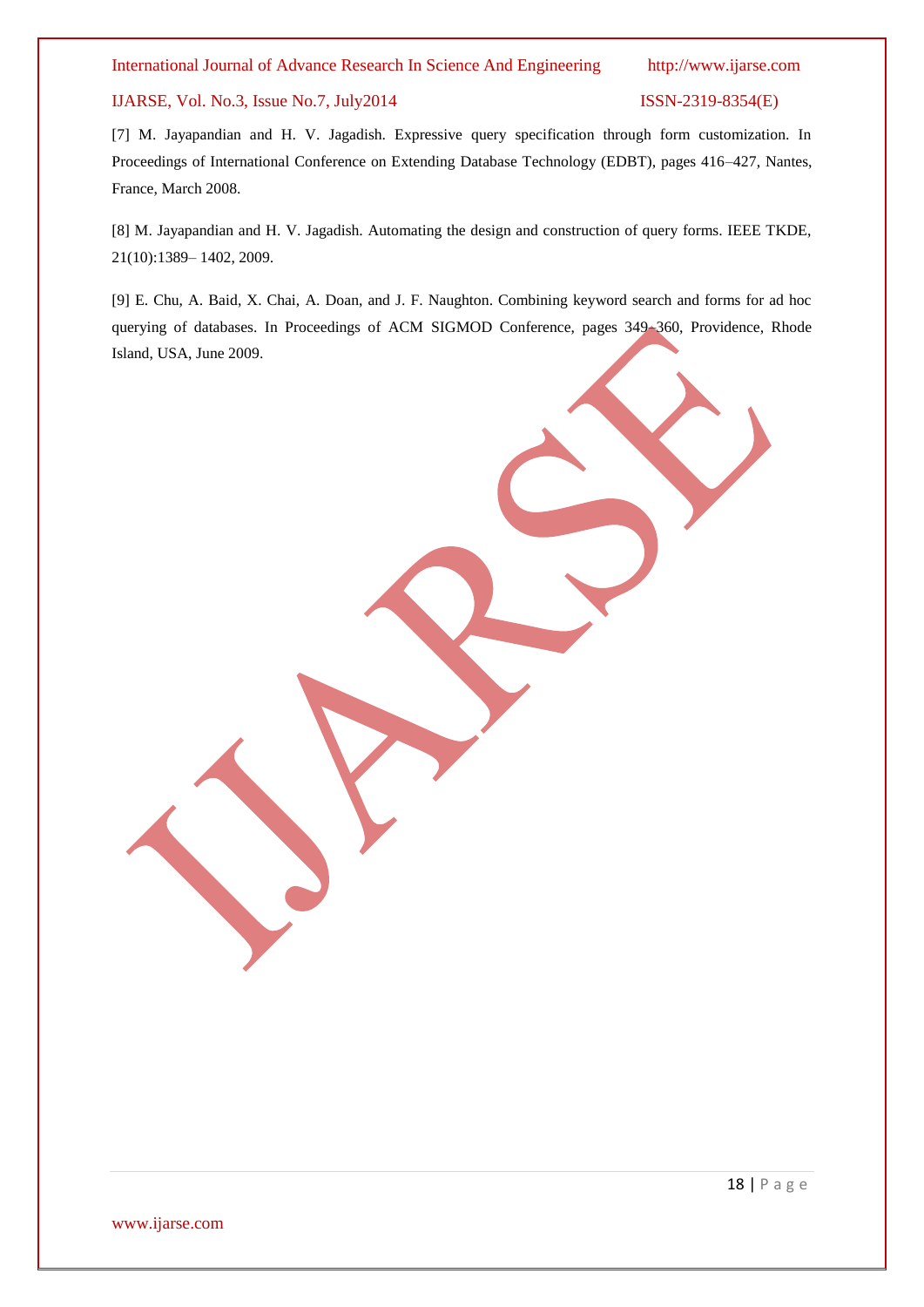[7] M. Jayapandian and H. V. Jagadish. Expressive query specification through form customization. In Proceedings of International Conference on Extending Database Technology (EDBT), pages 416–427, Nantes, France, March 2008.

[8] M. Jayapandian and H. V. Jagadish. Automating the design and construction of query forms. IEEE TKDE, 21(10):1389– 1402, 2009.

[9] E. Chu, A. Baid, X. Chai, A. Doan, and J. F. Naughton. Combining keyword search and forms for ad hoc querying of databases. In Proceedings of ACM SIGMOD Conference, pages 349–360, Providence, Rhode Island, USA, June 2009.